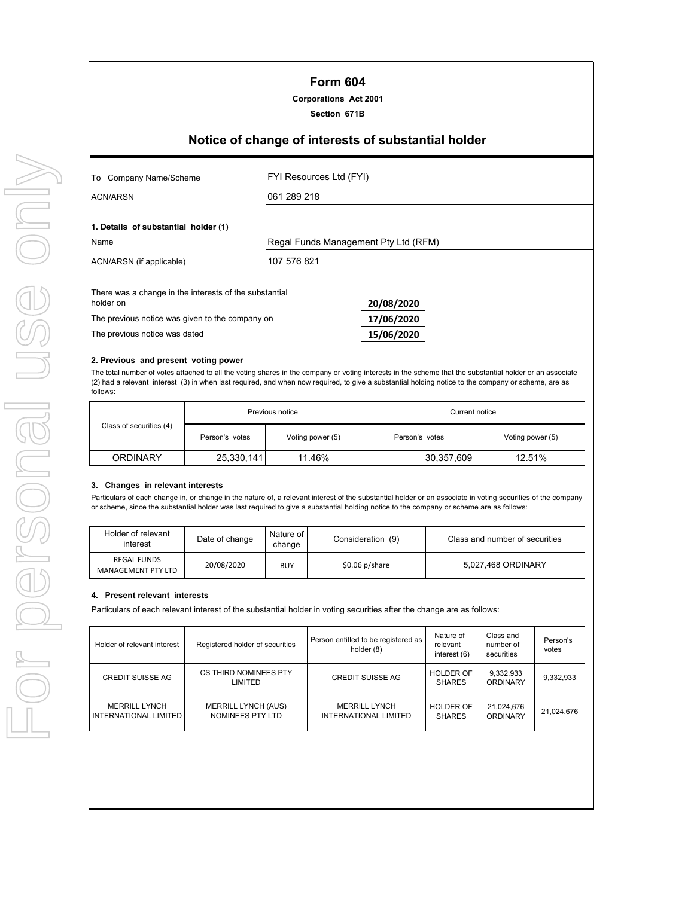# Form 604

**Corporations Act 2001**

**Section 671B**

## Notice of change of interests of substantial holder

| | |
|---|---|
| To Company Name/Scheme | FYI Resources Ltd (FYI) |
| ACN/ARSN | 061 289 218 |

**1. Details of substantial holder (1)**

| | |
|---|---|
| Name | Regal Funds Management Pty Ltd (RFM) |
| ACN/ARSN (if applicable) | 107 576 821 |

| | |
|---|---|
| There was a change in the interests of the substantial holder on | **20/08/2020** |
| The previous notice was given to the company on | **17/06/2020** |
| The previous notice was dated | **15/06/2020** |

**2. Previous and present voting power**

The total number of votes attached to all the voting shares in the company or voting interests in the scheme that the substantial holder or an associate (2) had a relevant interest (3) in when last required, and when now required, to give a substantial holding notice to the company or scheme, are as follows:

| Class of securities (4) | Previous notice | | Current notice | |
|---|---|---|---|---|
| | Person's votes | Voting power (5) | Person's votes | Voting power (5) |
| ORDINARY | 25,330,141 | 11.46% | 30,357,609 | 12.51% |

**3. Changes in relevant interests**

Particulars of each change in, or change in the nature of, a relevant interest of the substantial holder or an associate in voting securities of the company or scheme, since the substantial holder was last required to give a substantial holding notice to the company or scheme are as follows:

| Holder of relevant interest | Date of change | Nature of change | Consideration (9) | Class and number of securities |
|---|---|---|---|---|
| REGAL FUNDS MANAGEMENT PTY LTD | 20/08/2020 | BUY | $0.06 p/share | 5,027,468 ORDINARY |

**4. Present relevant interests**

Particulars of each relevant interest of the substantial holder in voting securities after the change are as follows:

| Holder of relevant interest | Registered holder of securities | Person entitled to be registered as holder (8) | Nature of relevant interest (6) | Class and number of securities | Person's votes |
|---|---|---|---|---|---|
| CREDIT SUISSE AG | CS THIRD NOMINEES PTY LIMITED | CREDIT SUISSE AG | HOLDER OF SHARES | 9,332,933 ORDINARY | 9,332,933 |
| MERRILL LYNCH INTERNATIONAL LIMITED | MERRILL LYNCH (AUS) NOMINEES PTY LTD | MERRILL LYNCH INTERNATIONAL LIMITED | HOLDER OF SHARES | 21,024,676 ORDINARY | 21,024,676 |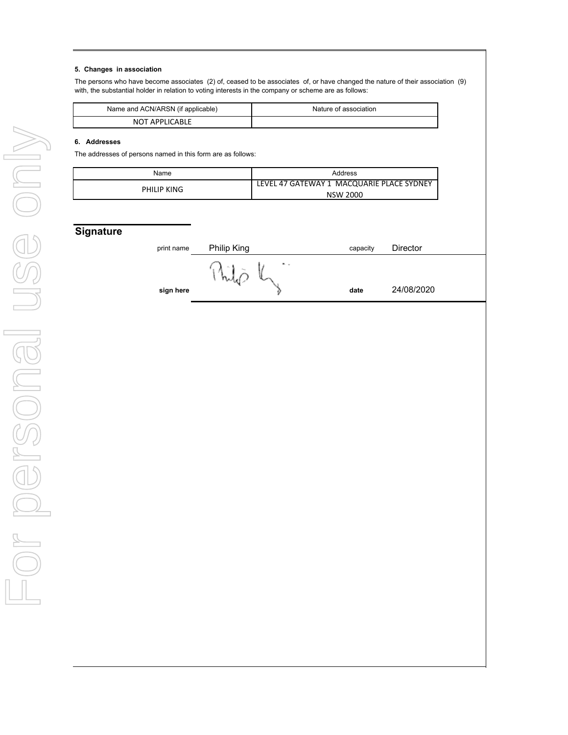### 5. Changes in association

The persons who have become associates (2) of, ceased to be associates of, or have changed the nature of their association (9) with, the substantial holder in relation to voting interests in the company or scheme are as follows:

| Name and ACN/ARSN (if applicable) | Nature of association |
| --- | --- |
| NOT APPLICABLE | |

### 6. Addresses

The addresses of persons named in this form are as follows:

| Name | Address |
| --- | --- |
| PHILIP KING | LEVEL 47 GATEWAY 1 MACQUARIE PLACE SYDNEY NSW 2000 |

## Signature

print name Philip King capacity Director

sign here date 24/08/2020